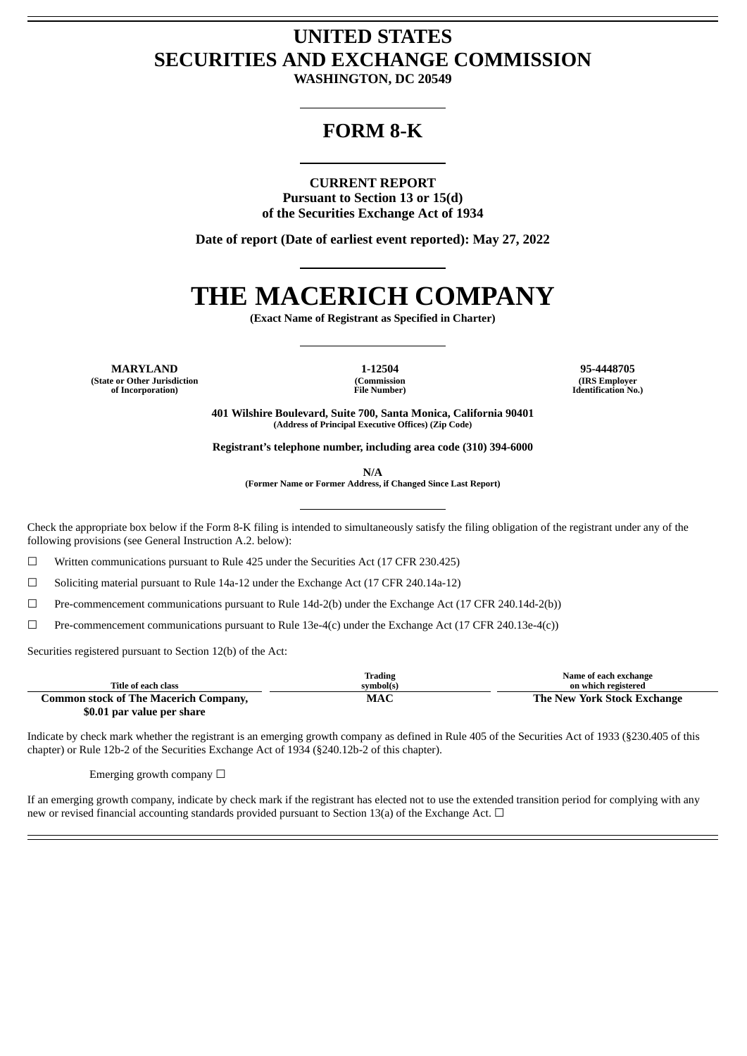# UNITED STATES
# SECURITIES AND EXCHANGE COMMISSION

**WASHINGTON, DC 20549**

## FORM 8-K

**CURRENT REPORT**
**Pursuant to Section 13 or 15(d)**
**of the Securities Exchange Act of 1934**

**Date of report (Date of earliest event reported): May 27, 2022**

# THE MACERICH COMPANY

**(Exact Name of Registrant as Specified in Charter)**

| MARYLAND | 1-12504 | 95-4448705 |
|---|---|---|
| (State or Other Jurisdiction of Incorporation) | (Commission File Number) | (IRS Employer Identification No.) |

**401 Wilshire Boulevard, Suite 700, Santa Monica, California 90401**
**(Address of Principal Executive Offices) (Zip Code)**

**Registrant's telephone number, including area code (310) 394-6000**

**N/A**
**(Former Name or Former Address, if Changed Since Last Report)**

Check the appropriate box below if the Form 8-K filing is intended to simultaneously satisfy the filing obligation of the registrant under any of the following provisions (see General Instruction A.2. below):

☐ Written communications pursuant to Rule 425 under the Securities Act (17 CFR 230.425)

☐ Soliciting material pursuant to Rule 14a-12 under the Exchange Act (17 CFR 240.14a-12)

☐ Pre-commencement communications pursuant to Rule 14d-2(b) under the Exchange Act (17 CFR 240.14d-2(b))

☐ Pre-commencement communications pursuant to Rule 13e-4(c) under the Exchange Act (17 CFR 240.13e-4(c))

Securities registered pursuant to Section 12(b) of the Act:

| Title of each class | Trading symbol(s) | Name of each exchange on which registered |
|---|---|---|
| **Common stock of The Macerich Company, $0.01 par value per share** | **MAC** | **The New York Stock Exchange** |

Indicate by check mark whether the registrant is an emerging growth company as defined in Rule 405 of the Securities Act of 1933 (§230.405 of this chapter) or Rule 12b-2 of the Securities Exchange Act of 1934 (§240.12b-2 of this chapter).

Emerging growth company ☐

If an emerging growth company, indicate by check mark if the registrant has elected not to use the extended transition period for complying with any new or revised financial accounting standards provided pursuant to Section 13(a) of the Exchange Act. ☐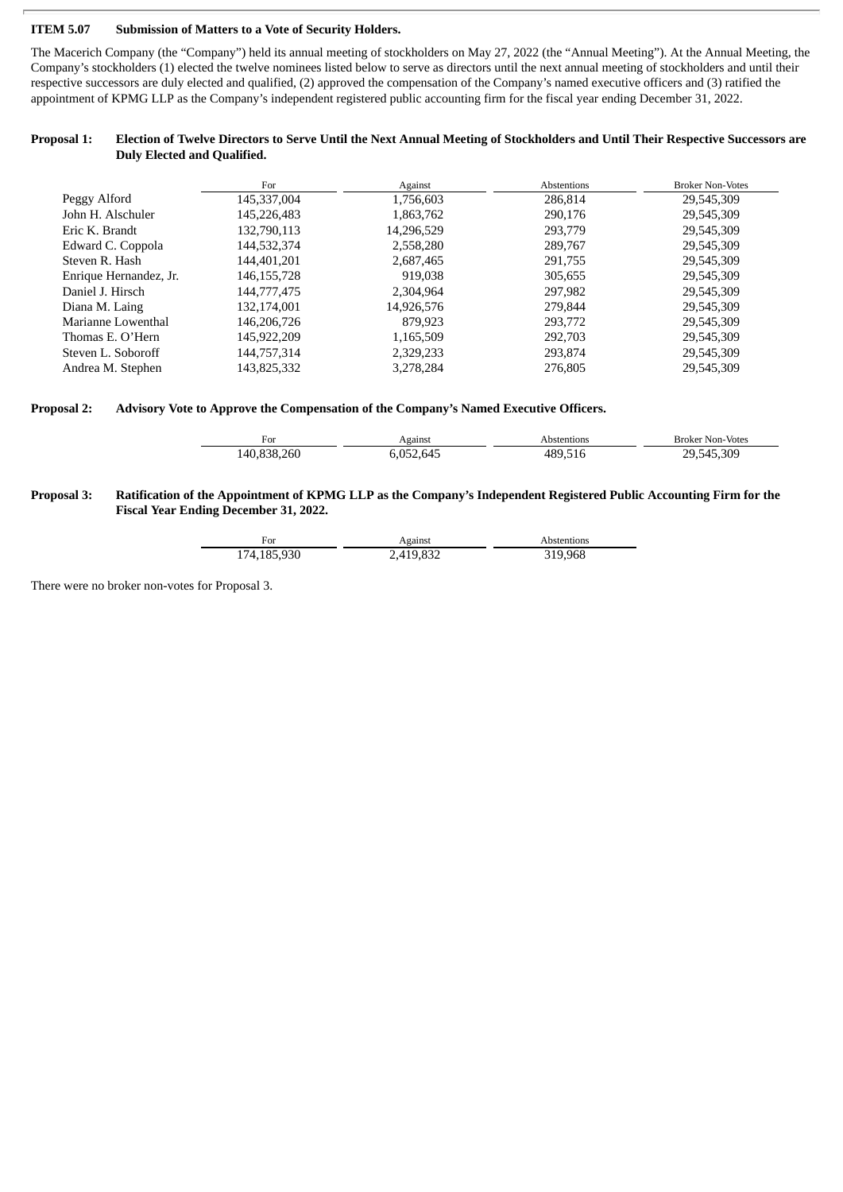**ITEM 5.07 Submission of Matters to a Vote of Security Holders.**

The Macerich Company (the "Company") held its annual meeting of stockholders on May 27, 2022 (the "Annual Meeting"). At the Annual Meeting, the Company's stockholders (1) elected the twelve nominees listed below to serve as directors until the next annual meeting of stockholders and until their respective successors are duly elected and qualified, (2) approved the compensation of the Company's named executive officers and (3) ratified the appointment of KPMG LLP as the Company's independent registered public accounting firm for the fiscal year ending December 31, 2022.

**Proposal 1: Election of Twelve Directors to Serve Until the Next Annual Meeting of Stockholders and Until Their Respective Successors are Duly Elected and Qualified.**

| | For | Against | Abstentions | Broker Non-Votes |
|---|---|---|---|---|
| Peggy Alford | 145,337,004 | 1,756,603 | 286,814 | 29,545,309 |
| John H. Alschuler | 145,226,483 | 1,863,762 | 290,176 | 29,545,309 |
| Eric K. Brandt | 132,790,113 | 14,296,529 | 293,779 | 29,545,309 |
| Edward C. Coppola | 144,532,374 | 2,558,280 | 289,767 | 29,545,309 |
| Steven R. Hash | 144,401,201 | 2,687,465 | 291,755 | 29,545,309 |
| Enrique Hernandez, Jr. | 146,155,728 | 919,038 | 305,655 | 29,545,309 |
| Daniel J. Hirsch | 144,777,475 | 2,304,964 | 297,982 | 29,545,309 |
| Diana M. Laing | 132,174,001 | 14,926,576 | 279,844 | 29,545,309 |
| Marianne Lowenthal | 146,206,726 | 879,923 | 293,772 | 29,545,309 |
| Thomas E. O'Hern | 145,922,209 | 1,165,509 | 292,703 | 29,545,309 |
| Steven L. Soboroff | 144,757,314 | 2,329,233 | 293,874 | 29,545,309 |
| Andrea M. Stephen | 143,825,332 | 3,278,284 | 276,805 | 29,545,309 |

**Proposal 2: Advisory Vote to Approve the Compensation of the Company's Named Executive Officers.**

| For | Against | Abstentions | Broker Non-Votes |
|---|---|---|---|
| 140,838,260 | 6,052,645 | 489,516 | 29,545,309 |

**Proposal 3: Ratification of the Appointment of KPMG LLP as the Company's Independent Registered Public Accounting Firm for the Fiscal Year Ending December 31, 2022.**

| For | Against | Abstentions |
|---|---|---|
| 174,185,930 | 2,419,832 | 319,968 |

There were no broker non-votes for Proposal 3.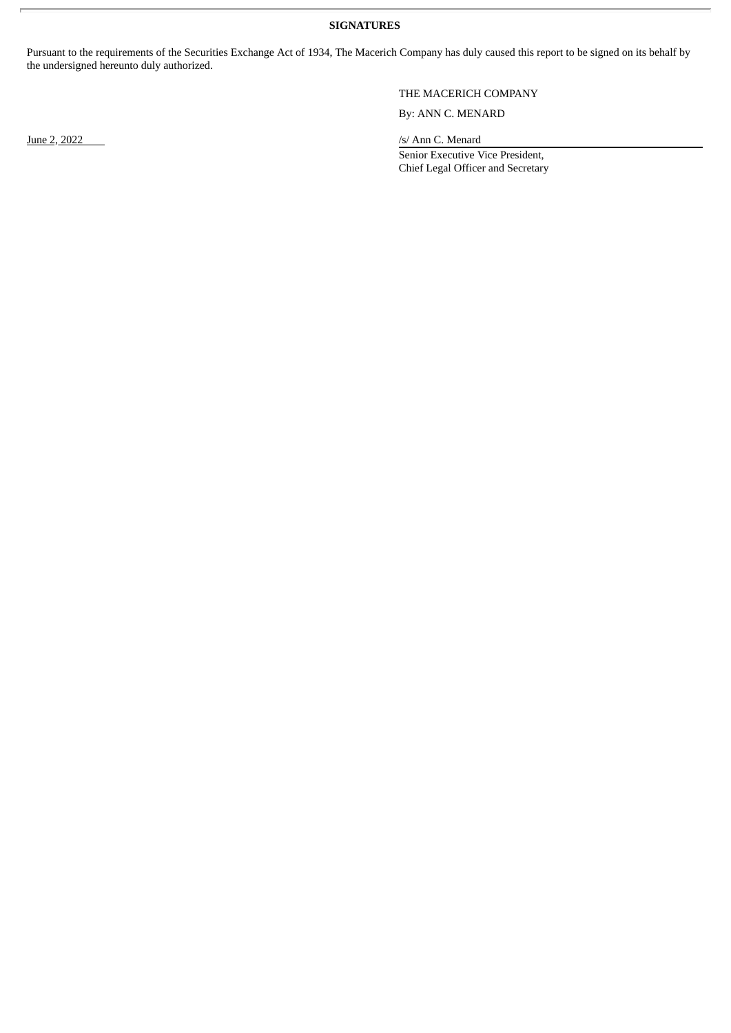**SIGNATURES**

Pursuant to the requirements of the Securities Exchange Act of 1934, The Macerich Company has duly caused this report to be signed on its behalf by the undersigned hereunto duly authorized.

THE MACERICH COMPANY

By: ANN C. MENARD

June 2, 2022

/s/ Ann C. Menard

Senior Executive Vice President,
Chief Legal Officer and Secretary